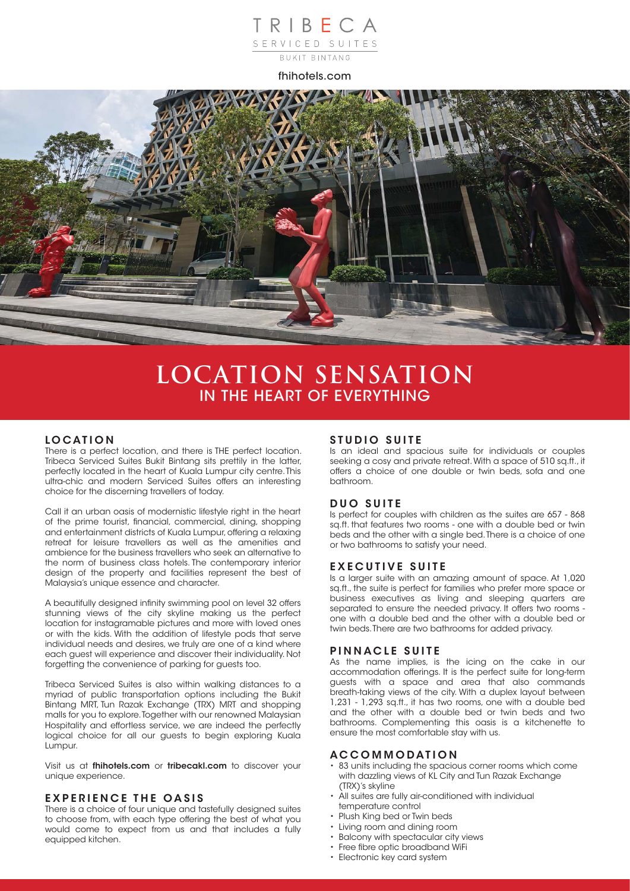TRIBECA
SERVICED SUITES
BUKIT BINTANG

fhihotels.com

# LOCATION SENSATION
## IN THE HEART OF EVERYTHING

### LOCATION

There is a perfect location, and there is THE perfect location. Tribeca Serviced Suites Bukit Bintang sits prettily in the latter, perfectly located in the heart of Kuala Lumpur city centre. This ultra-chic and modern Serviced Suites offers an interesting choice for the discerning travellers of today.

Call it an urban oasis of modernistic lifestyle right in the heart of the prime tourist, financial, commercial, dining, shopping and entertainment districts of Kuala Lumpur, offering a relaxing retreat for leisure travellers as well as the amenities and ambience for the business travellers who seek an alternative to the norm of business class hotels. The contemporary interior design of the property and facilities represent the best of Malaysia's unique essence and character.

A beautifully designed infinity swimming pool on level 32 offers stunning views of the city skyline making us the perfect location for instagramable pictures and more with loved ones or with the kids. With the addition of lifestyle pods that serve individual needs and desires, we truly are one of a kind where each guest will experience and discover their individuality. Not forgetting the convenience of parking for guests too.

Tribeca Serviced Suites is also within walking distances to a myriad of public transportation options including the Bukit Bintang MRT, Tun Razak Exchange (TRX) MRT and shopping malls for you to explore. Together with our renowned Malaysian Hospitality and effortless service, we are indeed the perfectly logical choice for all our guests to begin exploring Kuala Lumpur.

Visit us at **fhihotels.com** or **tribecakl.com** to discover your unique experience.

### EXPERIENCE THE OASIS

There is a choice of four unique and tastefully designed suites to choose from, with each type offering the best of what you would come to expect from us and that includes a fully equipped kitchen.

### STUDIO SUITE

Is an ideal and spacious suite for individuals or couples seeking a cosy and private retreat. With a space of 510 sq.ft., it offers a choice of one double or twin beds, sofa and one bathroom.

### DUO SUITE

Is perfect for couples with children as the suites are 657 - 868 sq.ft. that features two rooms - one with a double bed or twin beds and the other with a single bed. There is a choice of one or two bathrooms to satisfy your need.

### EXECUTIVE SUITE

Is a larger suite with an amazing amount of space. At 1,020 sq.ft., the suite is perfect for families who prefer more space or business executives as living and sleeping quarters are separated to ensure the needed privacy. It offers two rooms - one with a double bed and the other with a double bed or twin beds. There are two bathrooms for added privacy.

### PINNACLE SUITE

As the name implies, is the icing on the cake in our accommodation offerings. It is the perfect suite for long-term guests with a space and area that also commands breath-taking views of the city. With a duplex layout between 1,231 - 1,293 sq.ft., it has two rooms, one with a double bed and the other with a double bed or twin beds and two bathrooms. Complementing this oasis is a kitchenette to ensure the most comfortable stay with us.

### ACCOMMODATION

- 83 units including the spacious corner rooms which come with dazzling views of KL City and Tun Razak Exchange (TRX)'s skyline
- All suites are fully air-conditioned with individual temperature control
- Plush King bed or Twin beds
- Living room and dining room
- Balcony with spectacular city views
- Free fibre optic broadband WiFi
- Electronic key card system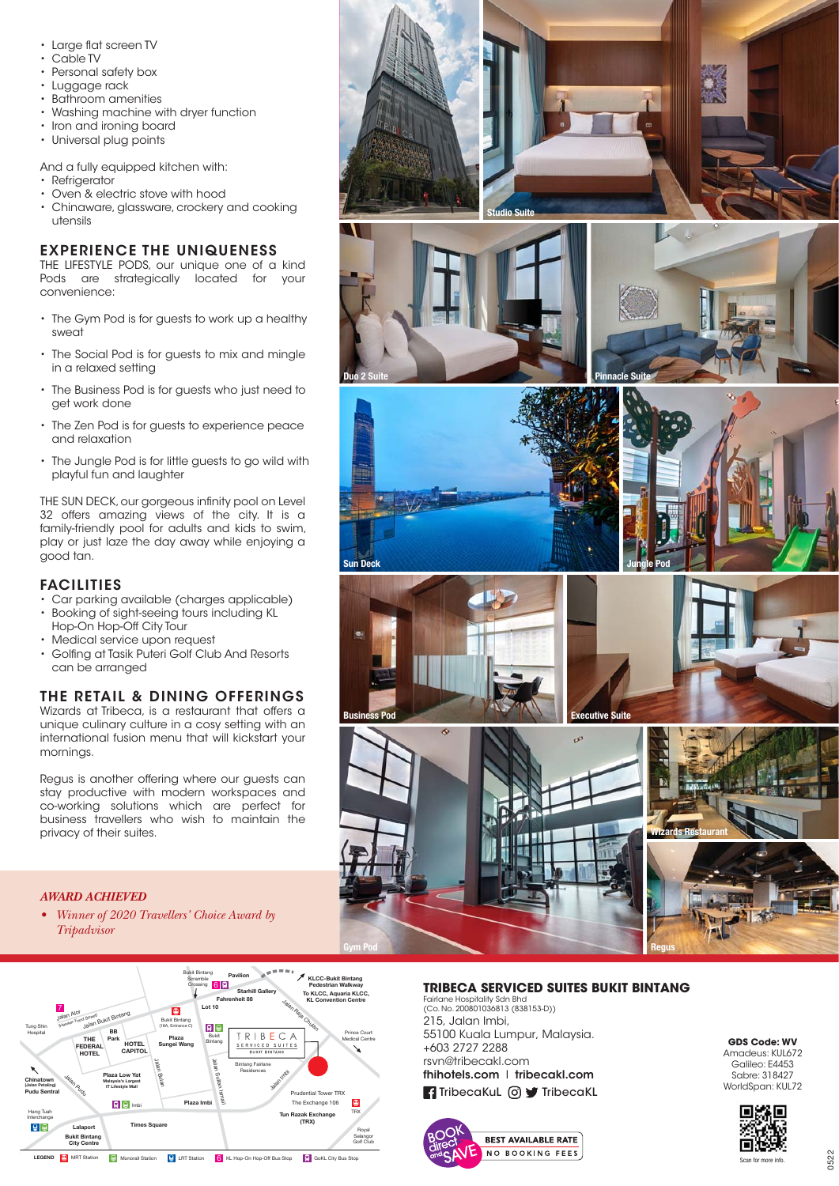- Large flat screen TV
- Cable TV
- Personal safety box
- Luggage rack
- Bathroom amenities
- Washing machine with dryer function
- Iron and ironing board
- Universal plug points

And a fully equipped kitchen with:
- Refrigerator
- Oven & electric stove with hood
- Chinaware, glassware, crockery and cooking utensils

## EXPERIENCE THE UNIQUENESS

THE LIFESTYLE PODS, our unique one of a kind Pods are strategically located for your convenience:

- The Gym Pod is for guests to work up a healthy sweat
- The Social Pod is for guests to mix and mingle in a relaxed setting
- The Business Pod is for guests who just need to get work done
- The Zen Pod is for guests to experience peace and relaxation
- The Jungle Pod is for little guests to go wild with playful fun and laughter

THE SUN DECK, our gorgeous infinity pool on Level 32 offers amazing views of the city. It is a family-friendly pool for adults and kids to swim, play or just laze the day away while enjoying a good tan.

## FACILITIES

- Car parking available (charges applicable)
- Booking of sight-seeing tours including KL Hop-On Hop-Off City Tour
- Medical service upon request
- Golfing at Tasik Puteri Golf Club And Resorts can be arranged

## THE RETAIL & DINING OFFERINGS

Wizards at Tribeca, is a restaurant that offers a unique culinary culture in a cosy setting with an international fusion menu that will kickstart your mornings.

Regus is another offering where our guests can stay productive with modern workspaces and co-working solutions which are perfect for business travellers who wish to maintain the privacy of their suites.

*AWARD ACHIEVED*

- *Winner of 2020 Travellers' Choice Award by Tripadvisor*

Studio Suite

Duo 2 Suite

Pinnacle Suite

Sun Deck

Jungle Pod

Business Pod

Executive Suite

Wizards Restaurant

Gym Pod

Regus

Bukit Bintang Scramble Crossing
Pavilion
KLCC-Bukit Bintang Pedestrian Walkway
Starhill Gallery
To KLCC, Aquaria KLCC, KL Convention Centre
Fahrenheit 88
Lot 10
Jalan Raja Chulan
Jalan Alor (Hawker Food Street)
Jalan Bukit Bintang
Bukit Bintang (18A, Entrance C)
Tung Shin Hospital
BB Park
THE FEDERAL HOTEL
HOTEL CAPITOL
Plaza Sungei Wang
Bukit Bintang
TRIBECA SERVICED SUITES BUKIT BINTANG
Prince Court Medical Centre
Bintang Fairlane Residences
Chinatown (Jalan Petaling)
Pudu Sentral
Jalan Pudu
Plaza Low Yat
Malaysia's Largest IT Lifestyle Mall
Jalan Bulan
Jalan Sultan Ismail
Jalan Imbi
Prudential Tower TRX
The Exchange 106
Imbi
Plaza Imbi
Hang Tuah Interchange
Tun Razak Exchange (TRX)
TRX
Lalaport
Times Square
Bukit Bintang City Centre
Royal Selangor Golf Club

LEGEND: MRT Station | Monorail Station | LRT Station | KL Hop-On Hop-Off Bus Stop | GoKL City Bus Stop

## TRIBECA SERVICED SUITES BUKIT BINTANG

Fairlane Hospitality Sdn Bhd
(Co. No. 200801036813 (838153-D))
215, Jalan Imbi,
55100 Kuala Lumpur, Malaysia.
+603 2727 2288
rsvn@tribecakl.com
**fhihotels.com | tribecakl.com**
TribecaKuL | TribecaKL

BOOK direct and SAVE — BEST AVAILABLE RATE — NO BOOKING FEES

**GDS Code: WV**
Amadeus: KUL672
Galileo: E4453
Sabre: 318427
WorldSpan: KUL72

Scan for more info.

0522